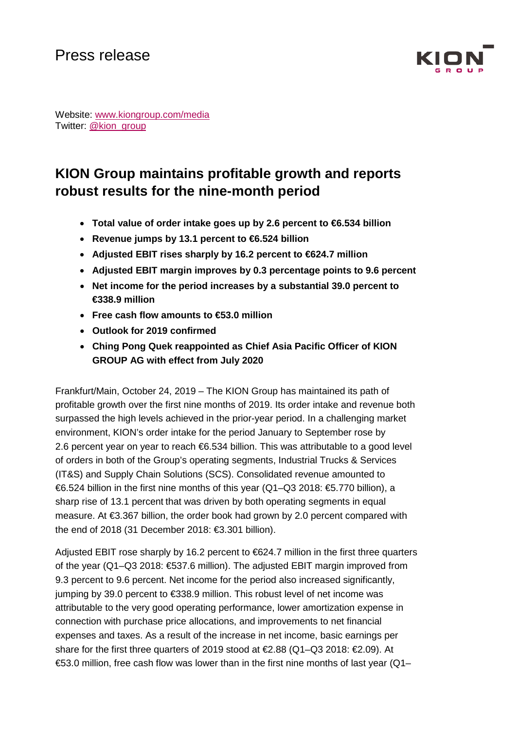Press release

Website: www.kiongroup.com/media
Twitter: @kion_group

# KION Group maintains profitable growth and reports robust results for the nine-month period

- **Total value of order intake goes up by 2.6 percent to €6.534 billion**
- **Revenue jumps by 13.1 percent to €6.524 billion**
- **Adjusted EBIT rises sharply by 16.2 percent to €624.7 million**
- **Adjusted EBIT margin improves by 0.3 percentage points to 9.6 percent**
- **Net income for the period increases by a substantial 39.0 percent to €338.9 million**
- **Free cash flow amounts to €53.0 million**
- **Outlook for 2019 confirmed**
- **Ching Pong Quek reappointed as Chief Asia Pacific Officer of KION GROUP AG with effect from July 2020**

Frankfurt/Main, October 24, 2019 – The KION Group has maintained its path of profitable growth over the first nine months of 2019. Its order intake and revenue both surpassed the high levels achieved in the prior-year period. In a challenging market environment, KION's order intake for the period January to September rose by 2.6 percent year on year to reach €6.534 billion. This was attributable to a good level of orders in both of the Group's operating segments, Industrial Trucks & Services (IT&S) and Supply Chain Solutions (SCS). Consolidated revenue amounted to €6.524 billion in the first nine months of this year (Q1–Q3 2018: €5.770 billion), a sharp rise of 13.1 percent that was driven by both operating segments in equal measure. At €3.367 billion, the order book had grown by 2.0 percent compared with the end of 2018 (31 December 2018: €3.301 billion).

Adjusted EBIT rose sharply by 16.2 percent to €624.7 million in the first three quarters of the year (Q1–Q3 2018: €537.6 million). The adjusted EBIT margin improved from 9.3 percent to 9.6 percent. Net income for the period also increased significantly, jumping by 39.0 percent to €338.9 million. This robust level of net income was attributable to the very good operating performance, lower amortization expense in connection with purchase price allocations, and improvements to net financial expenses and taxes. As a result of the increase in net income, basic earnings per share for the first three quarters of 2019 stood at €2.88 (Q1–Q3 2018: €2.09). At €53.0 million, free cash flow was lower than in the first nine months of last year (Q1–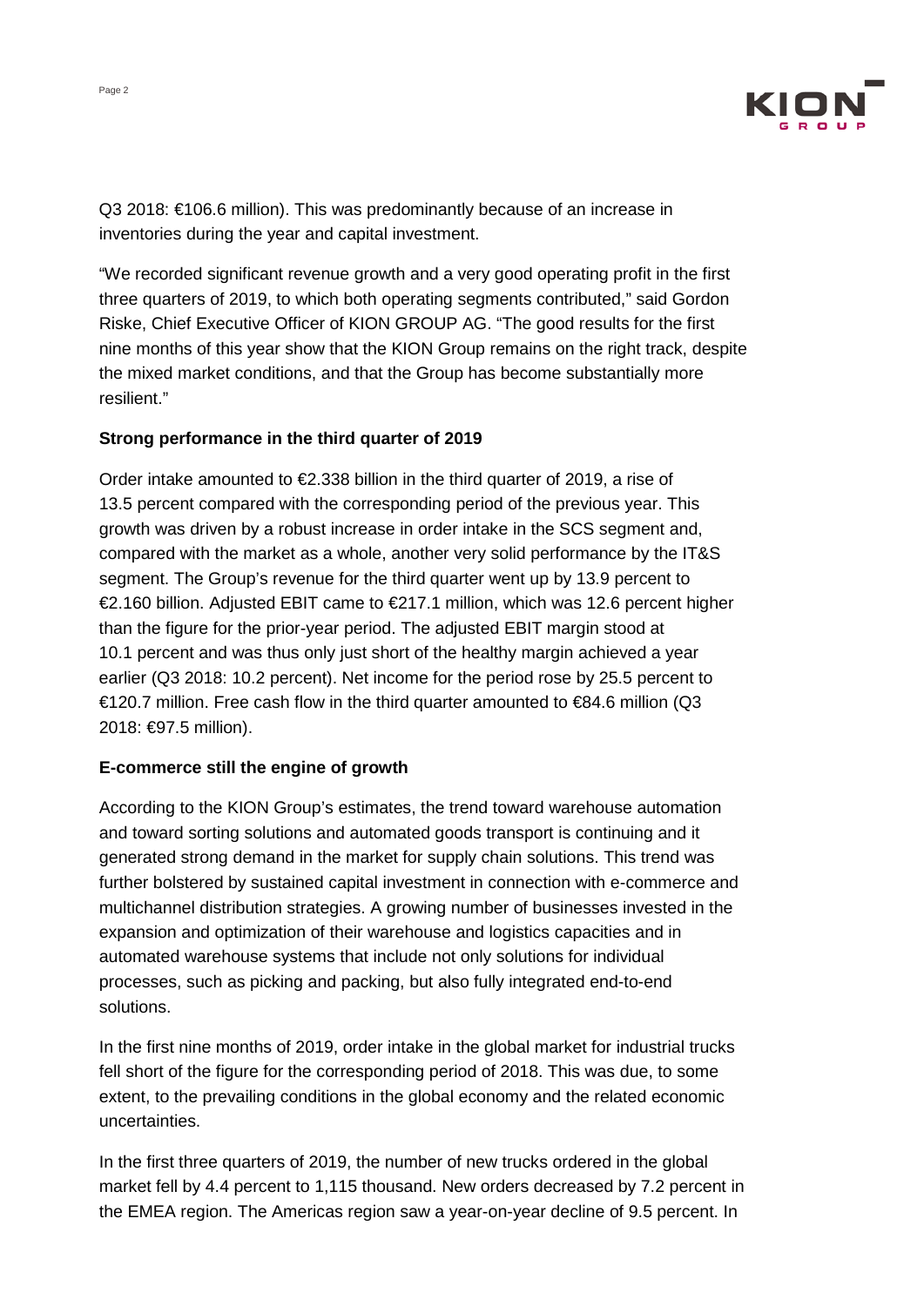Q3 2018: €106.6 million). This was predominantly because of an increase in inventories during the year and capital investment.

"We recorded significant revenue growth and a very good operating profit in the first three quarters of 2019, to which both operating segments contributed," said Gordon Riske, Chief Executive Officer of KION GROUP AG. "The good results for the first nine months of this year show that the KION Group remains on the right track, despite the mixed market conditions, and that the Group has become substantially more resilient."

**Strong performance in the third quarter of 2019**

Order intake amounted to €2.338 billion in the third quarter of 2019, a rise of 13.5 percent compared with the corresponding period of the previous year. This growth was driven by a robust increase in order intake in the SCS segment and, compared with the market as a whole, another very solid performance by the IT&S segment. The Group's revenue for the third quarter went up by 13.9 percent to €2.160 billion. Adjusted EBIT came to €217.1 million, which was 12.6 percent higher than the figure for the prior-year period. The adjusted EBIT margin stood at 10.1 percent and was thus only just short of the healthy margin achieved a year earlier (Q3 2018: 10.2 percent). Net income for the period rose by 25.5 percent to €120.7 million. Free cash flow in the third quarter amounted to €84.6 million (Q3 2018: €97.5 million).

**E-commerce still the engine of growth**

According to the KION Group's estimates, the trend toward warehouse automation and toward sorting solutions and automated goods transport is continuing and it generated strong demand in the market for supply chain solutions. This trend was further bolstered by sustained capital investment in connection with e-commerce and multichannel distribution strategies. A growing number of businesses invested in the expansion and optimization of their warehouse and logistics capacities and in automated warehouse systems that include not only solutions for individual processes, such as picking and packing, but also fully integrated end-to-end solutions.

In the first nine months of 2019, order intake in the global market for industrial trucks fell short of the figure for the corresponding period of 2018. This was due, to some extent, to the prevailing conditions in the global economy and the related economic uncertainties.

In the first three quarters of 2019, the number of new trucks ordered in the global market fell by 4.4 percent to 1,115 thousand. New orders decreased by 7.2 percent in the EMEA region. The Americas region saw a year-on-year decline of 9.5 percent. In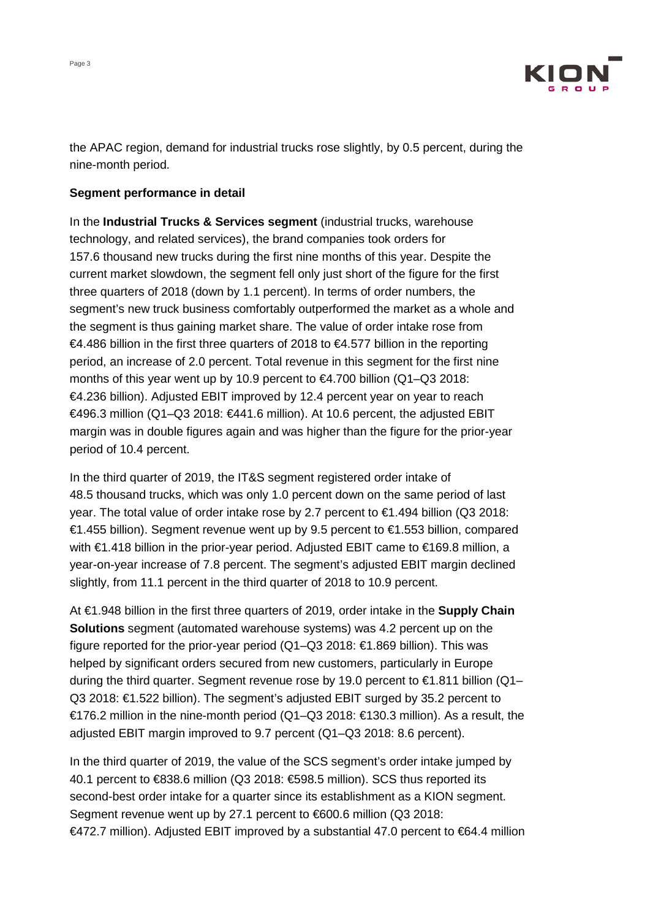the APAC region, demand for industrial trucks rose slightly, by 0.5 percent, during the nine-month period.

**Segment performance in detail**

In the **Industrial Trucks & Services segment** (industrial trucks, warehouse technology, and related services), the brand companies took orders for 157.6 thousand new trucks during the first nine months of this year. Despite the current market slowdown, the segment fell only just short of the figure for the first three quarters of 2018 (down by 1.1 percent). In terms of order numbers, the segment's new truck business comfortably outperformed the market as a whole and the segment is thus gaining market share. The value of order intake rose from €4.486 billion in the first three quarters of 2018 to €4.577 billion in the reporting period, an increase of 2.0 percent. Total revenue in this segment for the first nine months of this year went up by 10.9 percent to €4.700 billion (Q1–Q3 2018: €4.236 billion). Adjusted EBIT improved by 12.4 percent year on year to reach €496.3 million (Q1–Q3 2018: €441.6 million). At 10.6 percent, the adjusted EBIT margin was in double figures again and was higher than the figure for the prior-year period of 10.4 percent.

In the third quarter of 2019, the IT&S segment registered order intake of 48.5 thousand trucks, which was only 1.0 percent down on the same period of last year. The total value of order intake rose by 2.7 percent to €1.494 billion (Q3 2018: €1.455 billion). Segment revenue went up by 9.5 percent to €1.553 billion, compared with €1.418 billion in the prior-year period. Adjusted EBIT came to €169.8 million, a year-on-year increase of 7.8 percent. The segment's adjusted EBIT margin declined slightly, from 11.1 percent in the third quarter of 2018 to 10.9 percent.

At €1.948 billion in the first three quarters of 2019, order intake in the **Supply Chain Solutions** segment (automated warehouse systems) was 4.2 percent up on the figure reported for the prior-year period (Q1–Q3 2018: €1.869 billion). This was helped by significant orders secured from new customers, particularly in Europe during the third quarter. Segment revenue rose by 19.0 percent to €1.811 billion (Q1–Q3 2018: €1.522 billion). The segment's adjusted EBIT surged by 35.2 percent to €176.2 million in the nine-month period (Q1–Q3 2018: €130.3 million). As a result, the adjusted EBIT margin improved to 9.7 percent (Q1–Q3 2018: 8.6 percent).

In the third quarter of 2019, the value of the SCS segment's order intake jumped by 40.1 percent to €838.6 million (Q3 2018: €598.5 million). SCS thus reported its second-best order intake for a quarter since its establishment as a KION segment. Segment revenue went up by 27.1 percent to €600.6 million (Q3 2018: €472.7 million). Adjusted EBIT improved by a substantial 47.0 percent to €64.4 million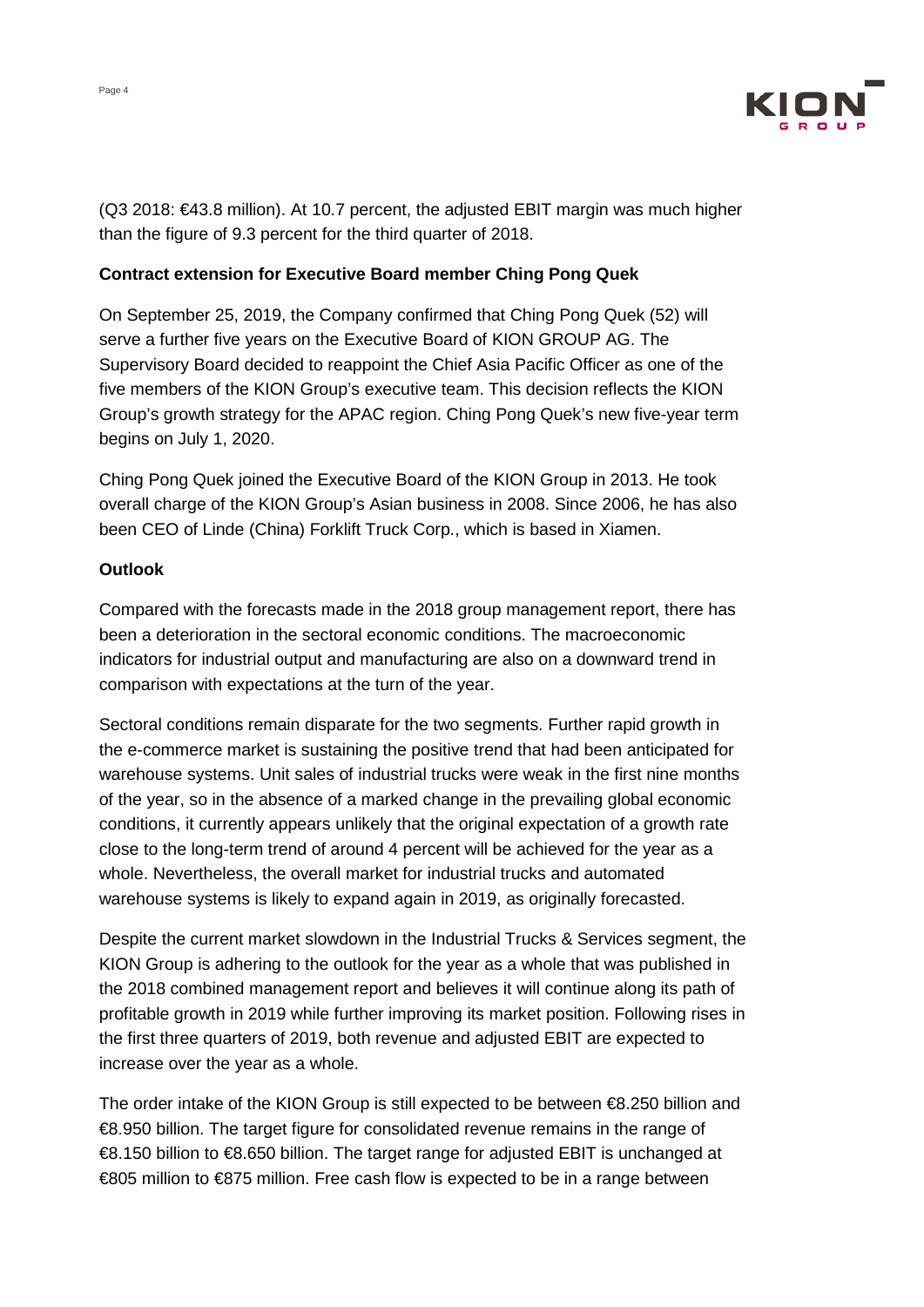(Q3 2018: €43.8 million). At 10.7 percent, the adjusted EBIT margin was much higher than the figure of 9.3 percent for the third quarter of 2018.

**Contract extension for Executive Board member Ching Pong Quek**

On September 25, 2019, the Company confirmed that Ching Pong Quek (52) will serve a further five years on the Executive Board of KION GROUP AG. The Supervisory Board decided to reappoint the Chief Asia Pacific Officer as one of the five members of the KION Group's executive team. This decision reflects the KION Group's growth strategy for the APAC region. Ching Pong Quek's new five-year term begins on July 1, 2020.

Ching Pong Quek joined the Executive Board of the KION Group in 2013. He took overall charge of the KION Group's Asian business in 2008. Since 2006, he has also been CEO of Linde (China) Forklift Truck Corp., which is based in Xiamen.

**Outlook**

Compared with the forecasts made in the 2018 group management report, there has been a deterioration in the sectoral economic conditions. The macroeconomic indicators for industrial output and manufacturing are also on a downward trend in comparison with expectations at the turn of the year.

Sectoral conditions remain disparate for the two segments. Further rapid growth in the e-commerce market is sustaining the positive trend that had been anticipated for warehouse systems. Unit sales of industrial trucks were weak in the first nine months of the year, so in the absence of a marked change in the prevailing global economic conditions, it currently appears unlikely that the original expectation of a growth rate close to the long-term trend of around 4 percent will be achieved for the year as a whole. Nevertheless, the overall market for industrial trucks and automated warehouse systems is likely to expand again in 2019, as originally forecasted.

Despite the current market slowdown in the Industrial Trucks & Services segment, the KION Group is adhering to the outlook for the year as a whole that was published in the 2018 combined management report and believes it will continue along its path of profitable growth in 2019 while further improving its market position. Following rises in the first three quarters of 2019, both revenue and adjusted EBIT are expected to increase over the year as a whole.

The order intake of the KION Group is still expected to be between €8.250 billion and €8.950 billion. The target figure for consolidated revenue remains in the range of €8.150 billion to €8.650 billion. The target range for adjusted EBIT is unchanged at €805 million to €875 million. Free cash flow is expected to be in a range between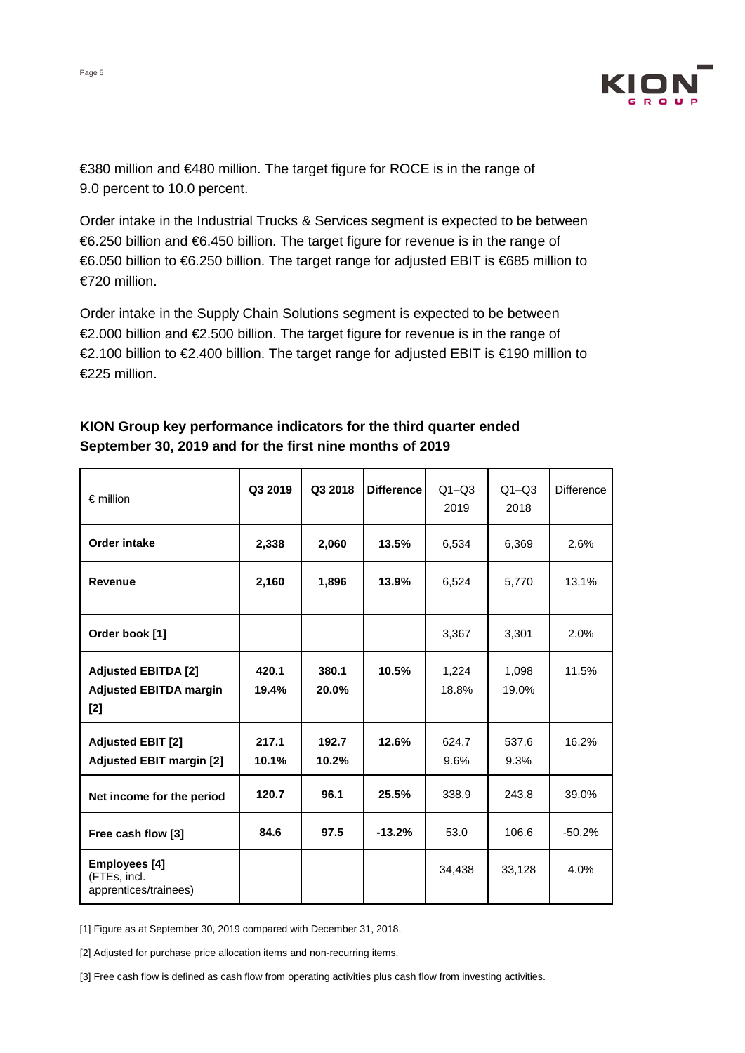€380 million and €480 million. The target figure for ROCE is in the range of 9.0 percent to 10.0 percent.

Order intake in the Industrial Trucks & Services segment is expected to be between €6.250 billion and €6.450 billion. The target figure for revenue is in the range of €6.050 billion to €6.250 billion. The target range for adjusted EBIT is €685 million to €720 million.

Order intake in the Supply Chain Solutions segment is expected to be between €2.000 billion and €2.500 billion. The target figure for revenue is in the range of €2.100 billion to €2.400 billion. The target range for adjusted EBIT is €190 million to €225 million.

**KION Group key performance indicators for the third quarter ended September 30, 2019 and for the first nine months of 2019**

| € million | Q3 2019 | Q3 2018 | Difference | Q1–Q3 2019 | Q1–Q3 2018 | Difference |
|---|---|---|---|---|---|---|
| **Order intake** | **2,338** | **2,060** | **13.5%** | 6,534 | 6,369 | 2.6% |
| **Revenue** | **2,160** | **1,896** | **13.9%** | 6,524 | 5,770 | 13.1% |
| **Order book [1]** | | | | 3,367 | 3,301 | 2.0% |
| **Adjusted EBITDA [2]**<br>**Adjusted EBITDA margin [2]** | **420.1**<br>**19.4%** | **380.1**<br>**20.0%** | **10.5%** | 1,224<br>18.8% | 1,098<br>19.0% | 11.5% |
| **Adjusted EBIT [2]**<br>**Adjusted EBIT margin [2]** | **217.1**<br>**10.1%** | **192.7**<br>**10.2%** | **12.6%** | 624.7<br>9.6% | 537.6<br>9.3% | 16.2% |
| **Net income for the period** | **120.7** | **96.1** | **25.5%** | 338.9 | 243.8 | 39.0% |
| **Free cash flow [3]** | **84.6** | **97.5** | **-13.2%** | 53.0 | 106.6 | -50.2% |
| **Employees [4]** (FTEs, incl. apprentices/trainees) | | | | 34,438 | 33,128 | 4.0% |

[1] Figure as at September 30, 2019 compared with December 31, 2018.

[2] Adjusted for purchase price allocation items and non-recurring items.

[3] Free cash flow is defined as cash flow from operating activities plus cash flow from investing activities.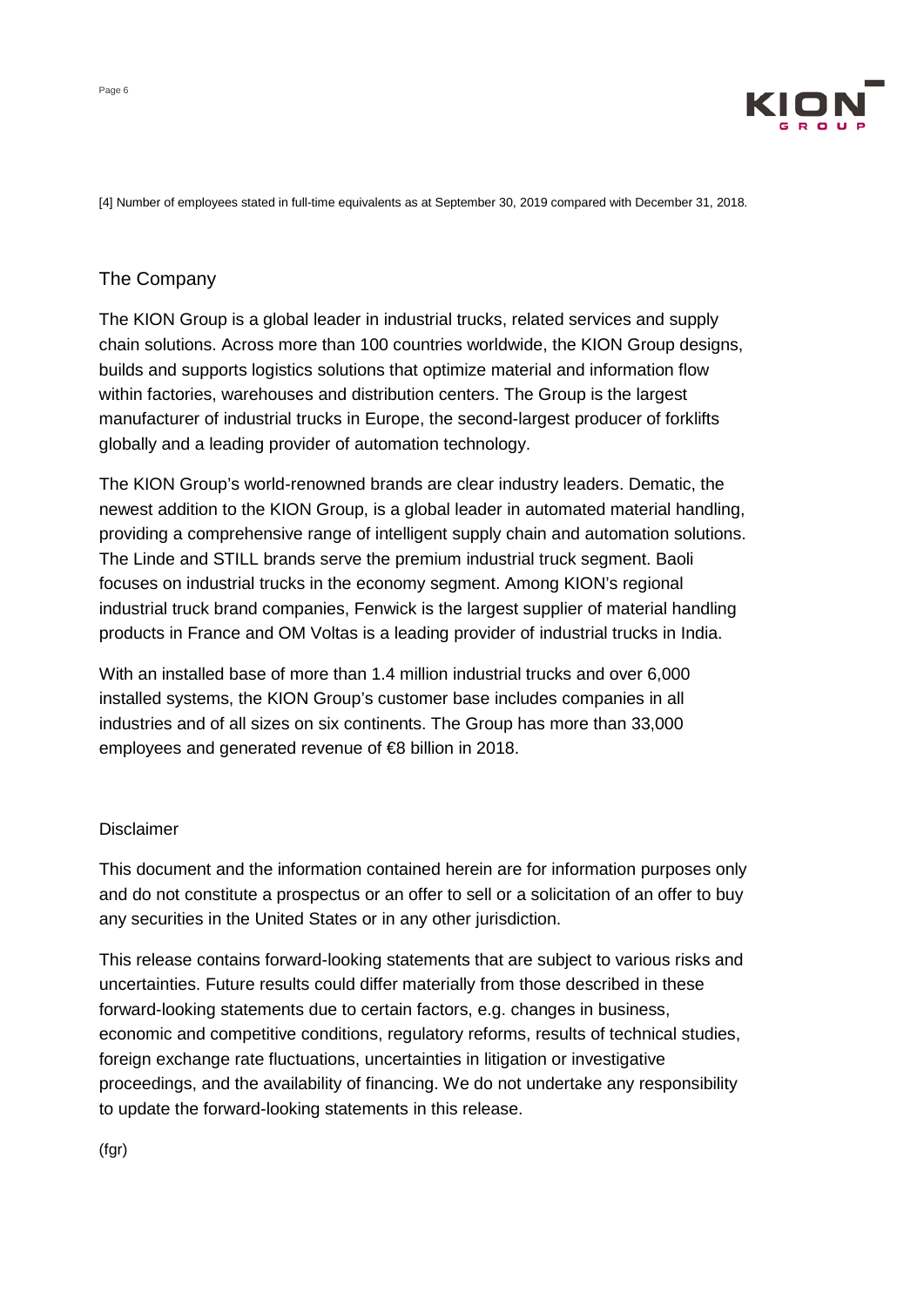[4] Number of employees stated in full-time equivalents as at September 30, 2019 compared with December 31, 2018.

## The Company

The KION Group is a global leader in industrial trucks, related services and supply chain solutions. Across more than 100 countries worldwide, the KION Group designs, builds and supports logistics solutions that optimize material and information flow within factories, warehouses and distribution centers. The Group is the largest manufacturer of industrial trucks in Europe, the second-largest producer of forklifts globally and a leading provider of automation technology.

The KION Group's world-renowned brands are clear industry leaders. Dematic, the newest addition to the KION Group, is a global leader in automated material handling, providing a comprehensive range of intelligent supply chain and automation solutions. The Linde and STILL brands serve the premium industrial truck segment. Baoli focuses on industrial trucks in the economy segment. Among KION's regional industrial truck brand companies, Fenwick is the largest supplier of material handling products in France and OM Voltas is a leading provider of industrial trucks in India.

With an installed base of more than 1.4 million industrial trucks and over 6,000 installed systems, the KION Group's customer base includes companies in all industries and of all sizes on six continents. The Group has more than 33,000 employees and generated revenue of €8 billion in 2018.

### Disclaimer

This document and the information contained herein are for information purposes only and do not constitute a prospectus or an offer to sell or a solicitation of an offer to buy any securities in the United States or in any other jurisdiction.

This release contains forward-looking statements that are subject to various risks and uncertainties. Future results could differ materially from those described in these forward-looking statements due to certain factors, e.g. changes in business, economic and competitive conditions, regulatory reforms, results of technical studies, foreign exchange rate fluctuations, uncertainties in litigation or investigative proceedings, and the availability of financing. We do not undertake any responsibility to update the forward-looking statements in this release.

(fgr)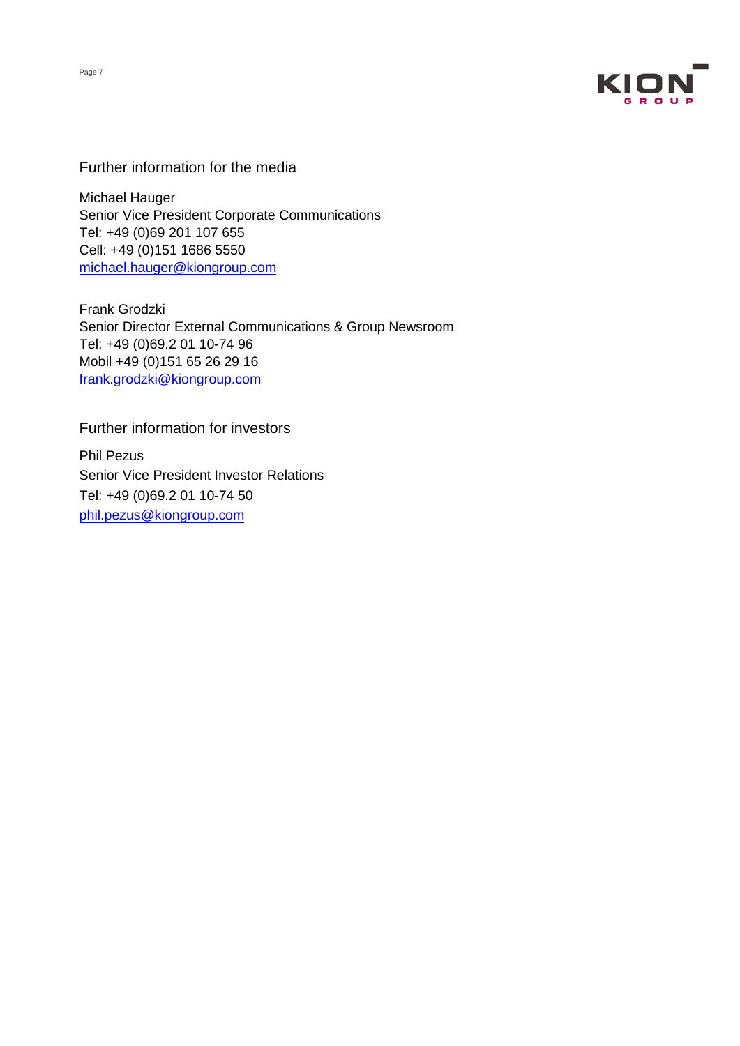## Further information for the media

Michael Hauger
Senior Vice President Corporate Communications
Tel: +49 (0)69 201 107 655
Cell: +49 (0)151 1686 5550
michael.hauger@kiongroup.com

Frank Grodzki
Senior Director External Communications & Group Newsroom
Tel: +49 (0)69.2 01 10-74 96
Mobil +49 (0)151 65 26 29 16
frank.grodzki@kiongroup.com

## Further information for investors

Phil Pezus
Senior Vice President Investor Relations
Tel: +49 (0)69.2 01 10-74 50
phil.pezus@kiongroup.com